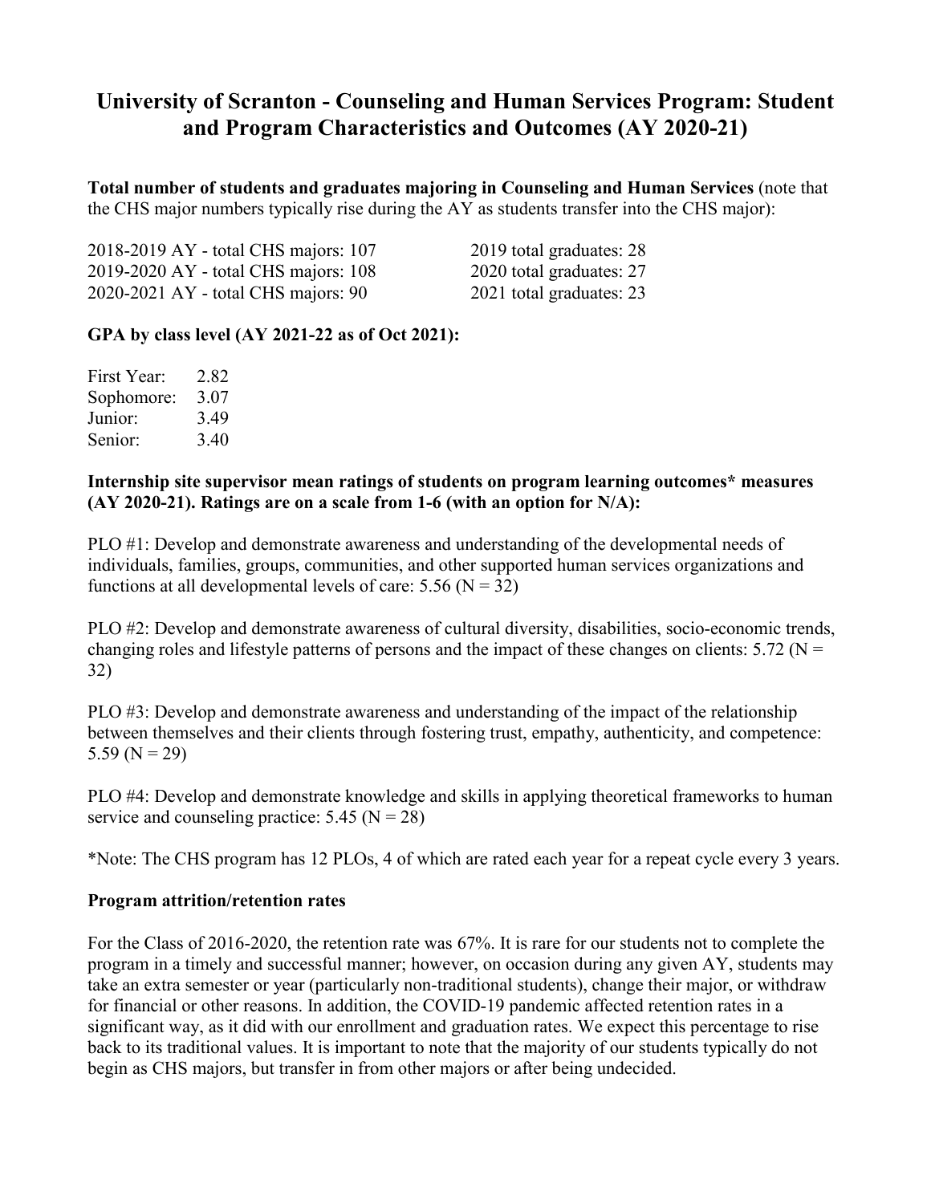# University of Scranton - Counseling and Human Services Program: Student and Program Characteristics and Outcomes (AY 2020-21)

**Total number of students and graduates majoring in Counseling and Human Services** (note that the CHS major numbers typically rise during the AY as students transfer into the CHS major):

| | |
|---|---|
| 2018-2019 AY - total CHS majors: 107 | 2019 total graduates: 28 |
| 2019-2020 AY - total CHS majors: 108 | 2020 total graduates: 27 |
| 2020-2021 AY - total CHS majors: 90 | 2021 total graduates: 23 |

**GPA by class level (AY 2021-22 as of Oct 2021):**

| | |
|---|---|
| First Year: | 2.82 |
| Sophomore: | 3.07 |
| Junior: | 3.49 |
| Senior: | 3.40 |

**Internship site supervisor mean ratings of students on program learning outcomes* measures (AY 2020-21). Ratings are on a scale from 1-6 (with an option for N/A):**

PLO #1: Develop and demonstrate awareness and understanding of the developmental needs of individuals, families, groups, communities, and other supported human services organizations and functions at all developmental levels of care: 5.56 (N = 32)

PLO #2: Develop and demonstrate awareness of cultural diversity, disabilities, socio-economic trends, changing roles and lifestyle patterns of persons and the impact of these changes on clients: 5.72 (N = 32)

PLO #3: Develop and demonstrate awareness and understanding of the impact of the relationship between themselves and their clients through fostering trust, empathy, authenticity, and competence: 5.59 (N = 29)

PLO #4: Develop and demonstrate knowledge and skills in applying theoretical frameworks to human service and counseling practice: 5.45 (N = 28)

*Note: The CHS program has 12 PLOs, 4 of which are rated each year for a repeat cycle every 3 years.

**Program attrition/retention rates**

For the Class of 2016-2020, the retention rate was 67%. It is rare for our students not to complete the program in a timely and successful manner; however, on occasion during any given AY, students may take an extra semester or year (particularly non-traditional students), change their major, or withdraw for financial or other reasons. In addition, the COVID-19 pandemic affected retention rates in a significant way, as it did with our enrollment and graduation rates. We expect this percentage to rise back to its traditional values. It is important to note that the majority of our students typically do not begin as CHS majors, but transfer in from other majors or after being undecided.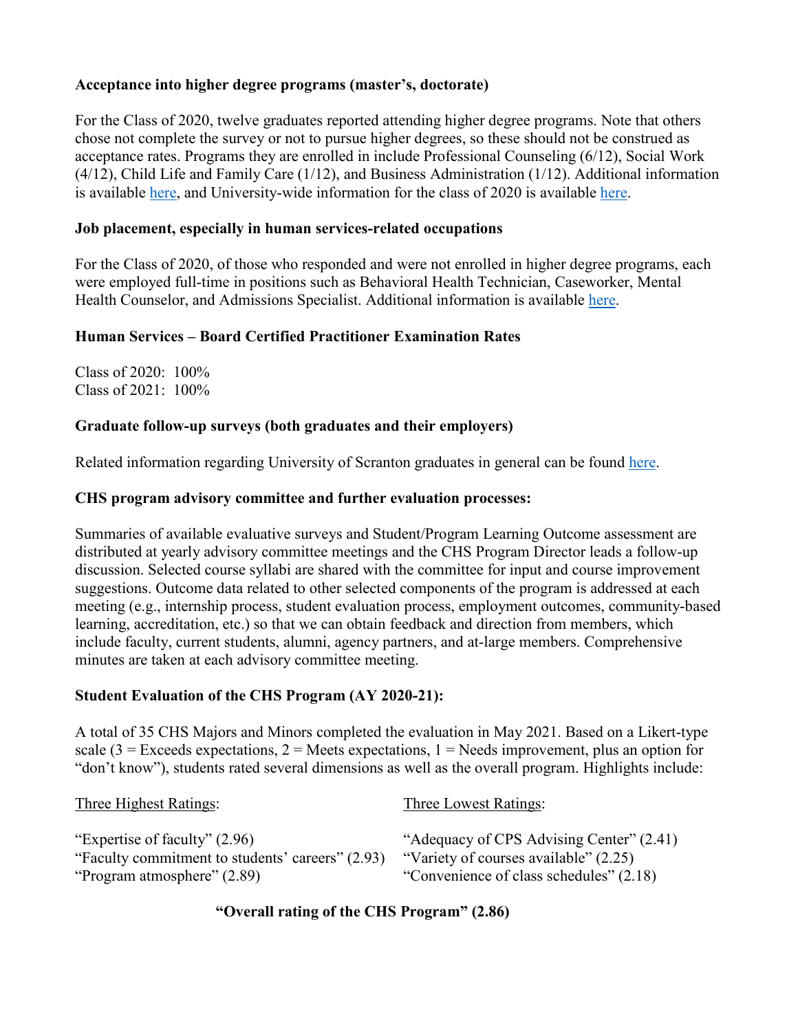**Acceptance into higher degree programs (master's, doctorate)**

For the Class of 2020, twelve graduates reported attending higher degree programs. Note that others chose not complete the survey or not to pursue higher degrees, so these should not be construed as acceptance rates. Programs they are enrolled in include Professional Counseling (6/12), Social Work (4/12), Child Life and Family Care (1/12), and Business Administration (1/12). Additional information is available here, and University-wide information for the class of 2020 is available here.

**Job placement, especially in human services-related occupations**

For the Class of 2020, of those who responded and were not enrolled in higher degree programs, each were employed full-time in positions such as Behavioral Health Technician, Caseworker, Mental Health Counselor, and Admissions Specialist. Additional information is available here.

**Human Services – Board Certified Practitioner Examination Rates**

Class of 2020: 100%
Class of 2021: 100%

**Graduate follow-up surveys (both graduates and their employers)**

Related information regarding University of Scranton graduates in general can be found here.

**CHS program advisory committee and further evaluation processes:**

Summaries of available evaluative surveys and Student/Program Learning Outcome assessment are distributed at yearly advisory committee meetings and the CHS Program Director leads a follow-up discussion. Selected course syllabi are shared with the committee for input and course improvement suggestions. Outcome data related to other selected components of the program is addressed at each meeting (e.g., internship process, student evaluation process, employment outcomes, community-based learning, accreditation, etc.) so that we can obtain feedback and direction from members, which include faculty, current students, alumni, agency partners, and at-large members. Comprehensive minutes are taken at each advisory committee meeting.

**Student Evaluation of the CHS Program (AY 2020-21):**

A total of 35 CHS Majors and Minors completed the evaluation in May 2021. Based on a Likert-type scale (3 = Exceeds expectations, 2 = Meets expectations, 1 = Needs improvement, plus an option for "don't know"), students rated several dimensions as well as the overall program. Highlights include:

| Three Highest Ratings: | Three Lowest Ratings: |
|---|---|
| "Expertise of faculty" (2.96) | "Adequacy of CPS Advising Center" (2.41) |
| "Faculty commitment to students' careers" (2.93) | "Variety of courses available" (2.25) |
| "Program atmosphere" (2.89) | "Convenience of class schedules" (2.18) |

**"Overall rating of the CHS Program" (2.86)**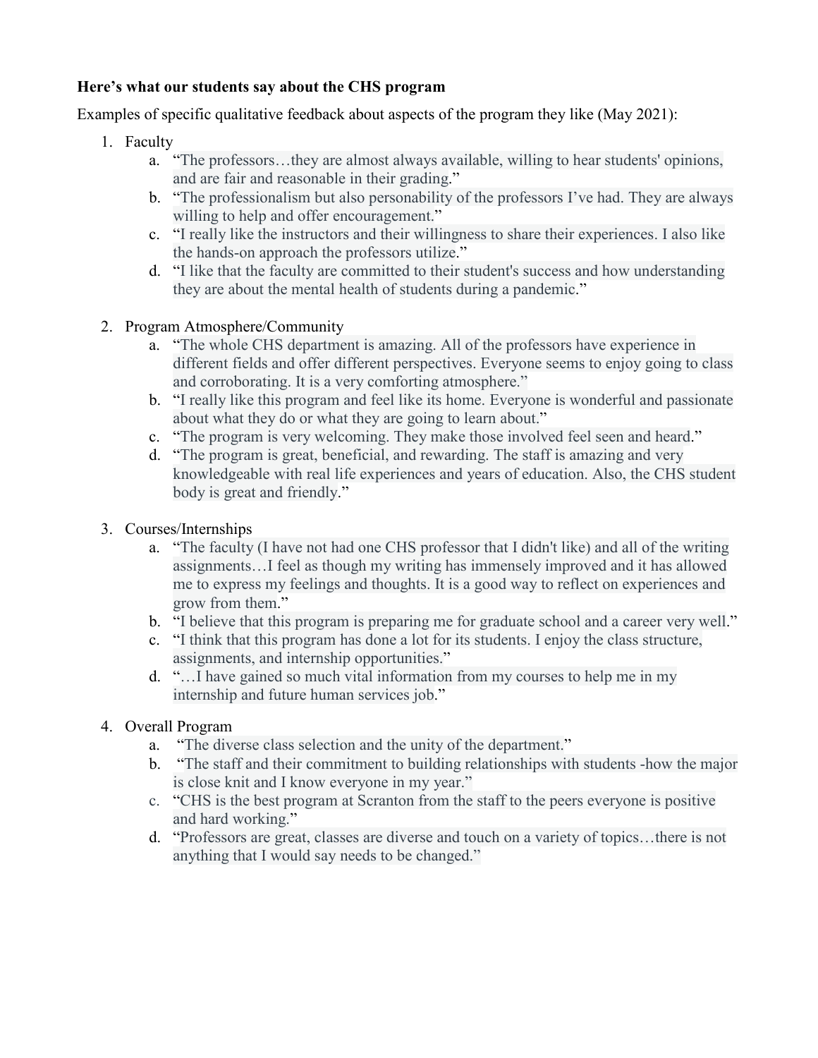**Here's what our students say about the CHS program**

Examples of specific qualitative feedback about aspects of the program they like (May 2021):

1. Faculty
   a. "The professors…they are almost always available, willing to hear students' opinions, and are fair and reasonable in their grading."
   b. "The professionalism but also personability of the professors I've had. They are always willing to help and offer encouragement."
   c. "I really like the instructors and their willingness to share their experiences. I also like the hands-on approach the professors utilize."
   d. "I like that the faculty are committed to their student's success and how understanding they are about the mental health of students during a pandemic."

2. Program Atmosphere/Community
   a. "The whole CHS department is amazing. All of the professors have experience in different fields and offer different perspectives. Everyone seems to enjoy going to class and corroborating. It is a very comforting atmosphere."
   b. "I really like this program and feel like its home. Everyone is wonderful and passionate about what they do or what they are going to learn about."
   c. "The program is very welcoming. They make those involved feel seen and heard."
   d. "The program is great, beneficial, and rewarding. The staff is amazing and very knowledgeable with real life experiences and years of education. Also, the CHS student body is great and friendly."

3. Courses/Internships
   a. "The faculty (I have not had one CHS professor that I didn't like) and all of the writing assignments…I feel as though my writing has immensely improved and it has allowed me to express my feelings and thoughts. It is a good way to reflect on experiences and grow from them."
   b. "I believe that this program is preparing me for graduate school and a career very well."
   c. "I think that this program has done a lot for its students. I enjoy the class structure, assignments, and internship opportunities."
   d. "…I have gained so much vital information from my courses to help me in my internship and future human services job."

4. Overall Program
   a. "The diverse class selection and the unity of the department."
   b. "The staff and their commitment to building relationships with students -how the major is close knit and I know everyone in my year."
   c. "CHS is the best program at Scranton from the staff to the peers everyone is positive and hard working."
   d. "Professors are great, classes are diverse and touch on a variety of topics…there is not anything that I would say needs to be changed."